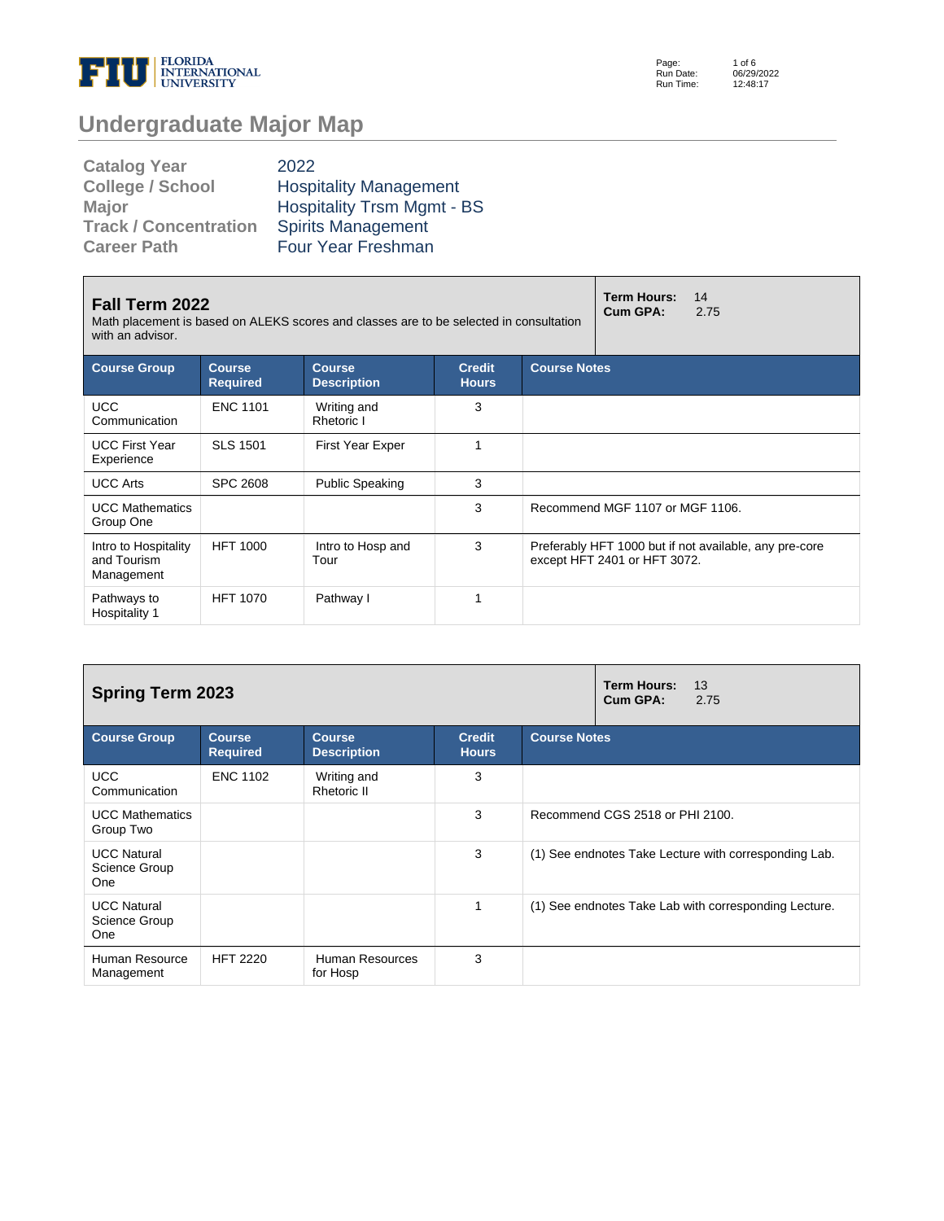# Undergraduate Major Map

| | |
|---|---|
| Catalog Year | 2022 |
| College / School | Hospitality Management |
| Major | Hospitality Trsm Mgmt - BS |
| Track / Concentration | Spirits Management |
| Career Path | Four Year Freshman |

## Fall Term 2022

Math placement is based on ALEKS scores and classes are to be selected in consultation with an advisor.

**Term Hours:** 14
**Cum GPA:** 2.75

| Course Group | Course Required | Course Description | Credit Hours | Course Notes |
|---|---|---|---|---|
| UCC Communication | ENC 1101 | Writing and Rhetoric I | 3 | |
| UCC First Year Experience | SLS 1501 | First Year Exper | 1 | |
| UCC Arts | SPC 2608 | Public Speaking | 3 | |
| UCC Mathematics Group One | | | 3 | Recommend MGF 1107 or MGF 1106. |
| Intro to Hospitality and Tourism Management | HFT 1000 | Intro to Hosp and Tour | 3 | Preferably HFT 1000 but if not available, any pre-core except HFT 2401 or HFT 3072. |
| Pathways to Hospitality 1 | HFT 1070 | Pathway I | 1 | |

## Spring Term 2023

**Term Hours:** 13
**Cum GPA:** 2.75

| Course Group | Course Required | Course Description | Credit Hours | Course Notes |
|---|---|---|---|---|
| UCC Communication | ENC 1102 | Writing and Rhetoric II | 3 | |
| UCC Mathematics Group Two | | | 3 | Recommend CGS 2518 or PHI 2100. |
| UCC Natural Science Group One | | | 3 | (1) See endnotes Take Lecture with corresponding Lab. |
| UCC Natural Science Group One | | | 1 | (1) See endnotes Take Lab with corresponding Lecture. |
| Human Resource Management | HFT 2220 | Human Resources for Hosp | 3 | |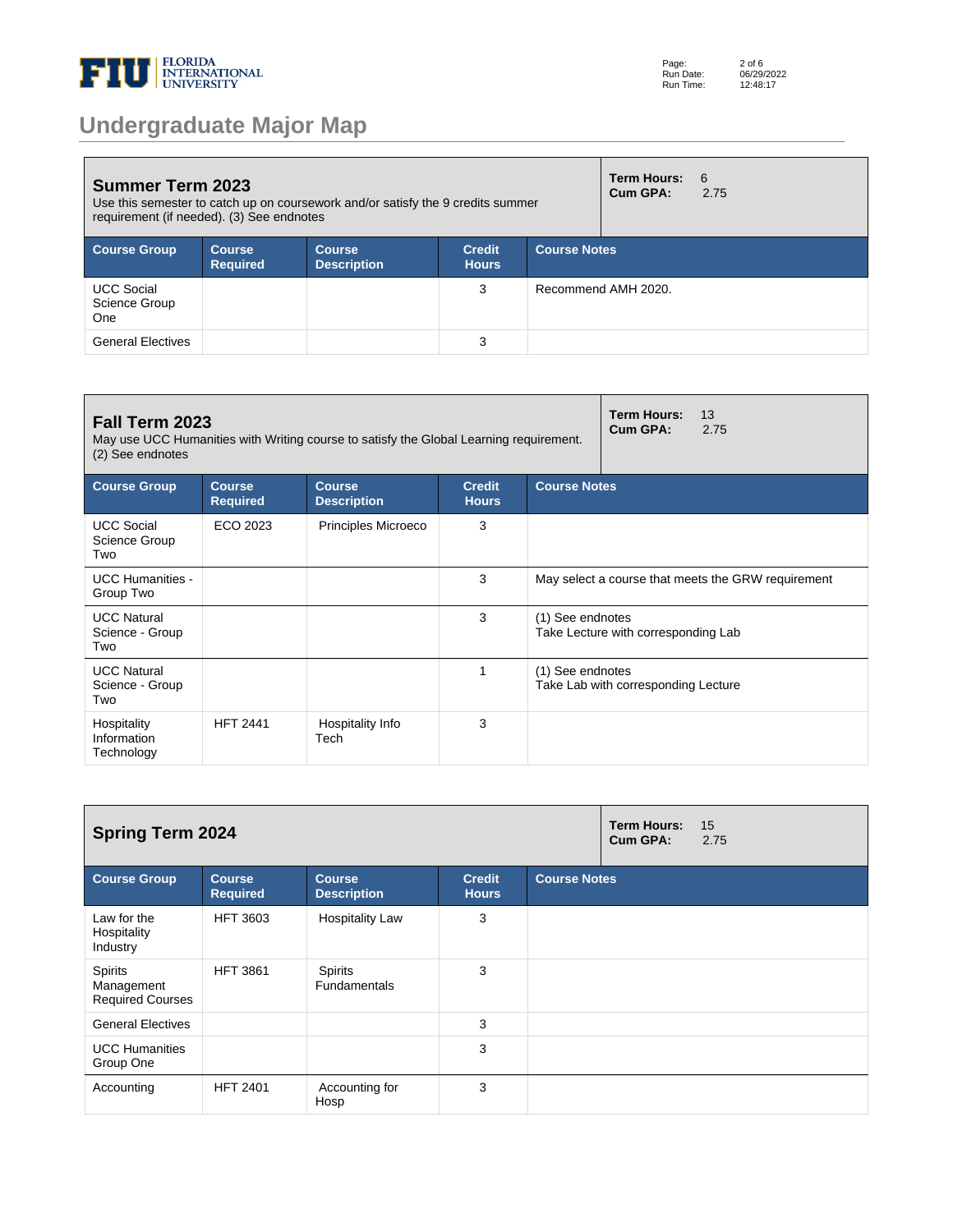# Undergraduate Major Map

## Summer Term 2023

Use this semester to catch up on coursework and/or satisfy the 9 credits summer requirement (if needed). (3) See endnotes

**Term Hours:** 6
**Cum GPA:** 2.75

| Course Group | Course Required | Course Description | Credit Hours | Course Notes |
|---|---|---|---|---|
| UCC Social Science Group One | | | 3 | Recommend AMH 2020. |
| General Electives | | | 3 | |

## Fall Term 2023

May use UCC Humanities with Writing course to satisfy the Global Learning requirement. (2) See endnotes

**Term Hours:** 13
**Cum GPA:** 2.75

| Course Group | Course Required | Course Description | Credit Hours | Course Notes |
|---|---|---|---|---|
| UCC Social Science Group Two | ECO 2023 | Principles Microeco | 3 | |
| UCC Humanities - Group Two | | | 3 | May select a course that meets the GRW requirement |
| UCC Natural Science - Group Two | | | 3 | (1) See endnotes<br>Take Lecture with corresponding Lab |
| UCC Natural Science - Group Two | | | 1 | (1) See endnotes<br>Take Lab with corresponding Lecture |
| Hospitality Information Technology | HFT 2441 | Hospitality Info Tech | 3 | |

## Spring Term 2024

**Term Hours:** 15
**Cum GPA:** 2.75

| Course Group | Course Required | Course Description | Credit Hours | Course Notes |
|---|---|---|---|---|
| Law for the Hospitality Industry | HFT 3603 | Hospitality Law | 3 | |
| Spirits Management Required Courses | HFT 3861 | Spirits Fundamentals | 3 | |
| General Electives | | | 3 | |
| UCC Humanities Group One | | | 3 | |
| Accounting | HFT 2401 | Accounting for Hosp | 3 | |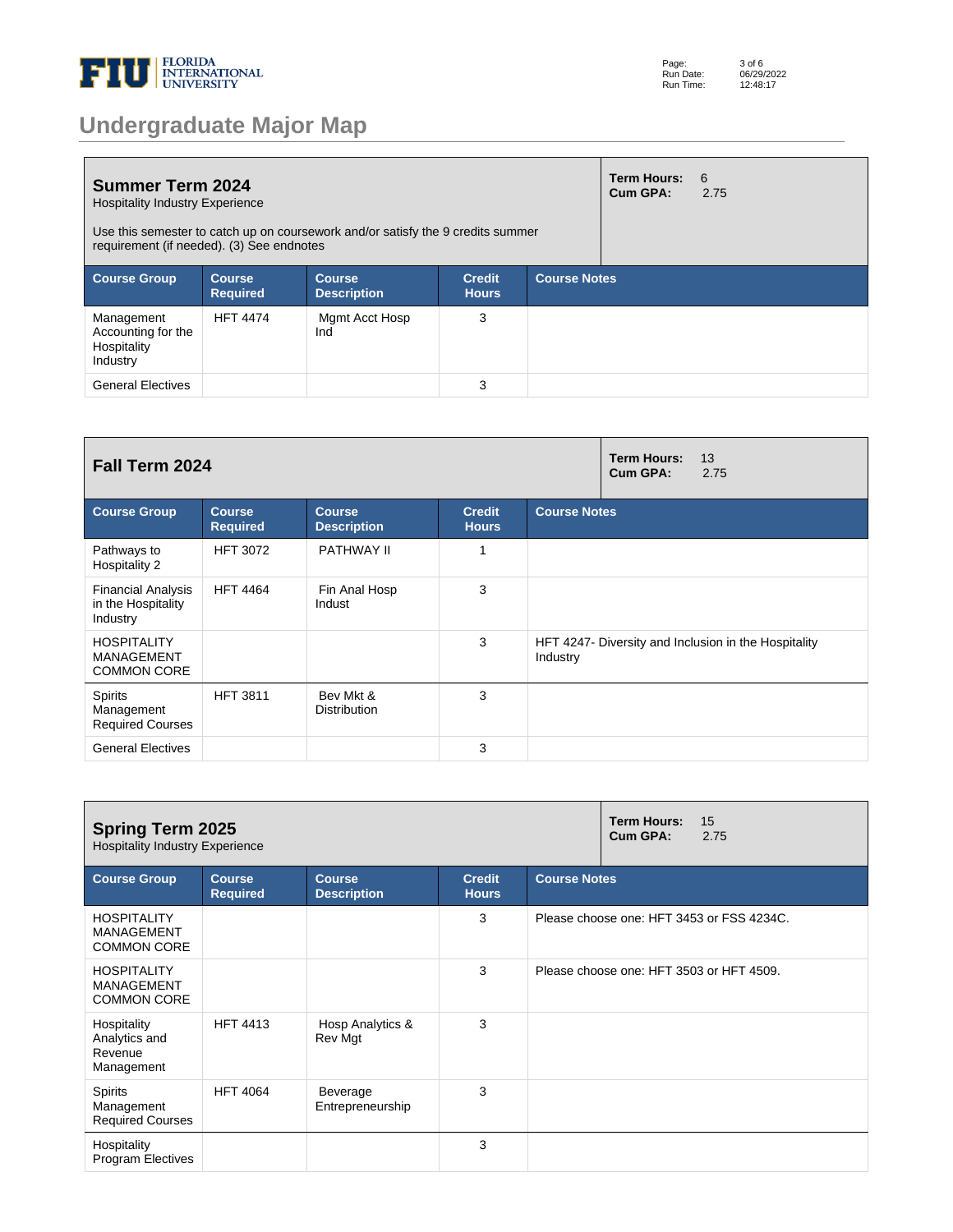# Undergraduate Major Map

## Summer Term 2024

Hospitality Industry Experience

Use this semester to catch up on coursework and/or satisfy the 9 credits summer requirement (if needed). (3) See endnotes

**Term Hours:** 6
**Cum GPA:** 2.75

| Course Group | Course Required | Course Description | Credit Hours | Course Notes |
|---|---|---|---|---|
| Management Accounting for the Hospitality Industry | HFT 4474 | Mgmt Acct Hosp Ind | 3 | |
| General Electives | | | 3 | |

## Fall Term 2024

**Term Hours:** 13
**Cum GPA:** 2.75

| Course Group | Course Required | Course Description | Credit Hours | Course Notes |
|---|---|---|---|---|
| Pathways to Hospitality 2 | HFT 3072 | PATHWAY II | 1 | |
| Financial Analysis in the Hospitality Industry | HFT 4464 | Fin Anal Hosp Indust | 3 | |
| HOSPITALITY MANAGEMENT COMMON CORE | | | 3 | HFT 4247- Diversity and Inclusion in the Hospitality Industry |
| Spirits Management Required Courses | HFT 3811 | Bev Mkt & Distribution | 3 | |
| General Electives | | | 3 | |

## Spring Term 2025

Hospitality Industry Experience

**Term Hours:** 15
**Cum GPA:** 2.75

| Course Group | Course Required | Course Description | Credit Hours | Course Notes |
|---|---|---|---|---|
| HOSPITALITY MANAGEMENT COMMON CORE | | | 3 | Please choose one: HFT 3453 or FSS 4234C. |
| HOSPITALITY MANAGEMENT COMMON CORE | | | 3 | Please choose one: HFT 3503 or HFT 4509. |
| Hospitality Analytics and Revenue Management | HFT 4413 | Hosp Analytics & Rev Mgt | 3 | |
| Spirits Management Required Courses | HFT 4064 | Beverage Entrepreneurship | 3 | |
| Hospitality Program Electives | | | 3 | |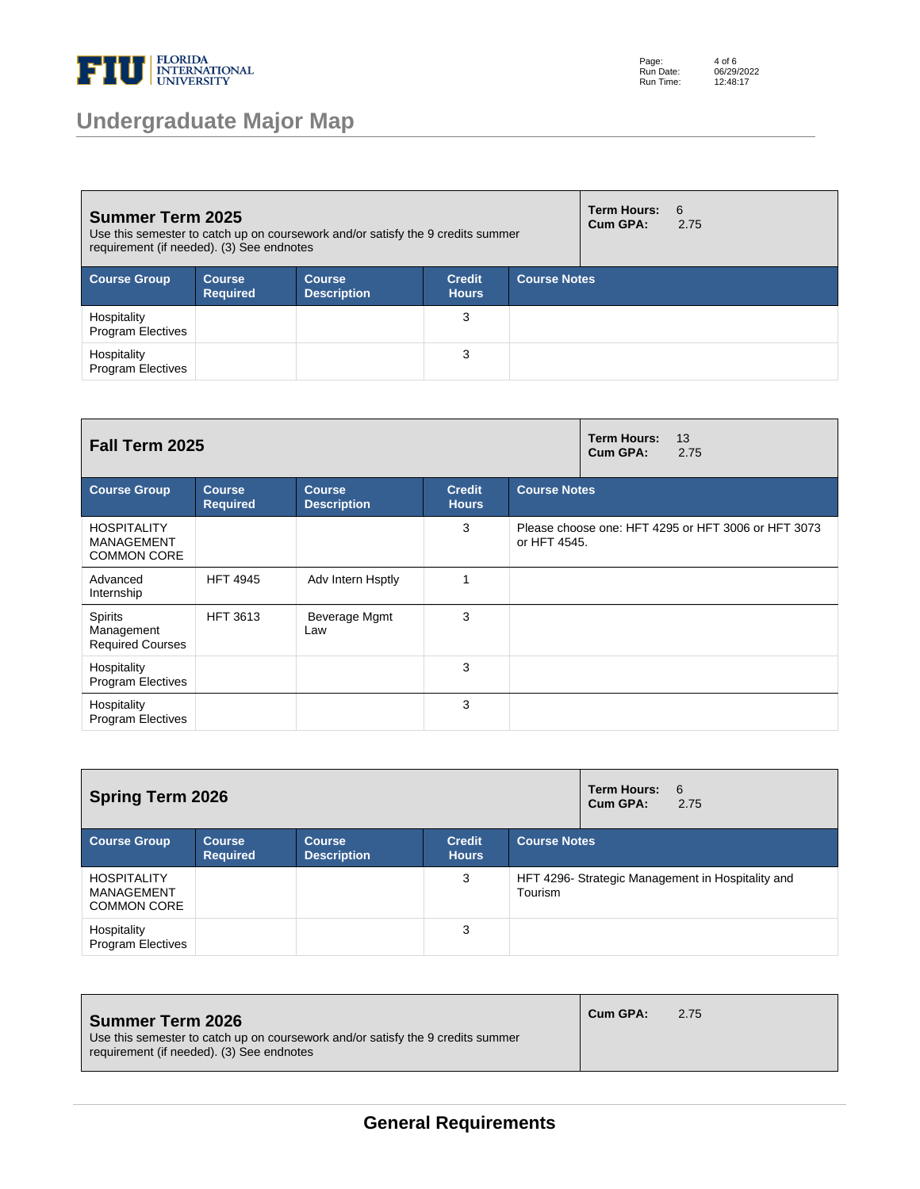# Undergraduate Major Map

## Summer Term 2025

Use this semester to catch up on coursework and/or satisfy the 9 credits summer requirement (if needed). (3) See endnotes

**Term Hours:** 6
**Cum GPA:** 2.75

| Course Group | Course Required | Course Description | Credit Hours | Course Notes |
|---|---|---|---|---|
| Hospitality Program Electives | | | 3 | |
| Hospitality Program Electives | | | 3 | |

## Fall Term 2025

**Term Hours:** 13
**Cum GPA:** 2.75

| Course Group | Course Required | Course Description | Credit Hours | Course Notes |
|---|---|---|---|---|
| HOSPITALITY MANAGEMENT COMMON CORE | | | 3 | Please choose one: HFT 4295 or HFT 3006 or HFT 3073 or HFT 4545. |
| Advanced Internship | HFT 4945 | Adv Intern Hsptly | 1 | |
| Spirits Management Required Courses | HFT 3613 | Beverage Mgmt Law | 3 | |
| Hospitality Program Electives | | | 3 | |
| Hospitality Program Electives | | | 3 | |

## Spring Term 2026

**Term Hours:** 6
**Cum GPA:** 2.75

| Course Group | Course Required | Course Description | Credit Hours | Course Notes |
|---|---|---|---|---|
| HOSPITALITY MANAGEMENT COMMON CORE | | | 3 | HFT 4296- Strategic Management in Hospitality and Tourism |
| Hospitality Program Electives | | | 3 | |

## Summer Term 2026

Use this semester to catch up on coursework and/or satisfy the 9 credits summer requirement (if needed). (3) See endnotes

**Cum GPA:** 2.75

## General Requirements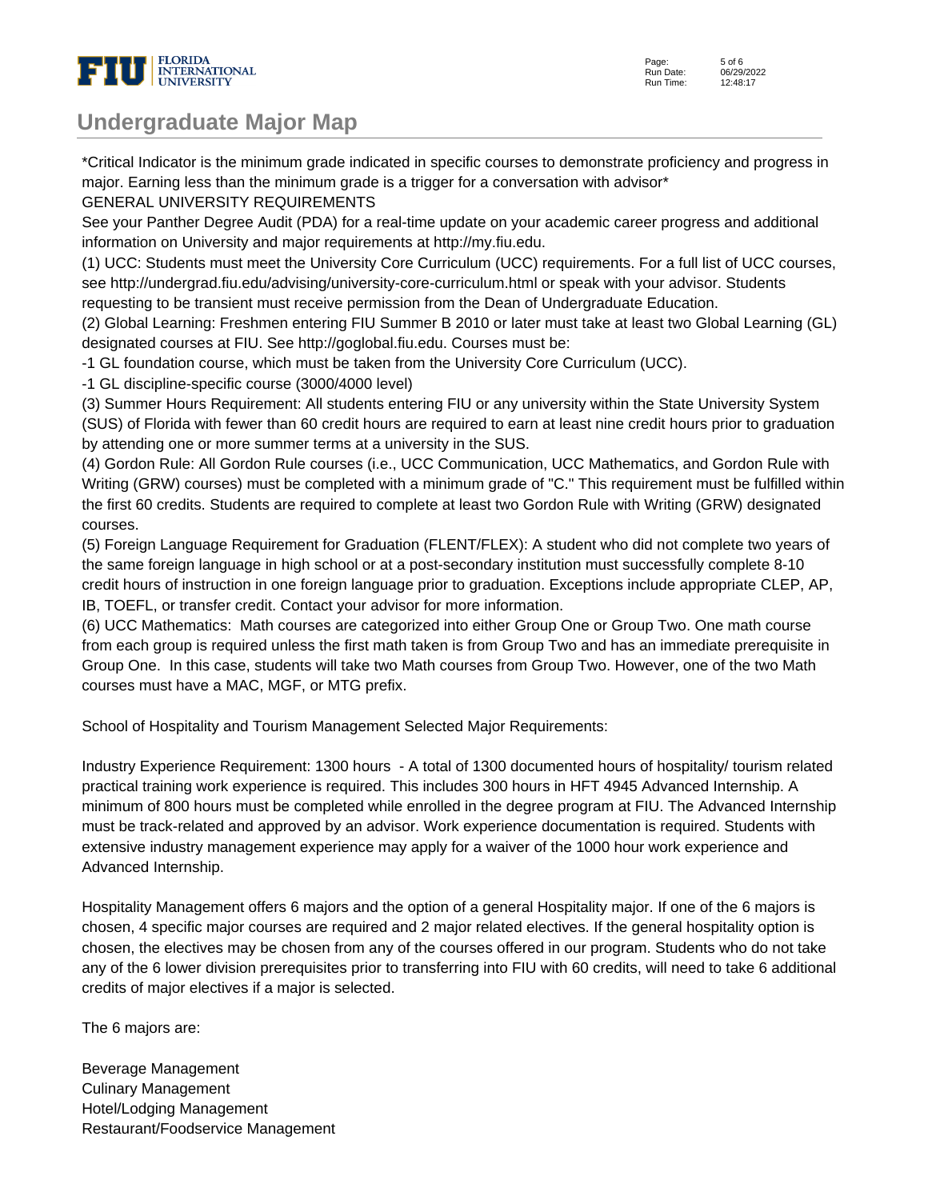## Undergraduate Major Map

*Critical Indicator is the minimum grade indicated in specific courses to demonstrate proficiency and progress in major. Earning less than the minimum grade is a trigger for a conversation with advisor*

GENERAL UNIVERSITY REQUIREMENTS

See your Panther Degree Audit (PDA) for a real-time update on your academic career progress and additional information on University and major requirements at http://my.fiu.edu.

(1) UCC: Students must meet the University Core Curriculum (UCC) requirements. For a full list of UCC courses, see http://undergrad.fiu.edu/advising/university-core-curriculum.html or speak with your advisor. Students requesting to be transient must receive permission from the Dean of Undergraduate Education.

(2) Global Learning: Freshmen entering FIU Summer B 2010 or later must take at least two Global Learning (GL) designated courses at FIU. See http://goglobal.fiu.edu. Courses must be:

-1 GL foundation course, which must be taken from the University Core Curriculum (UCC).

-1 GL discipline-specific course (3000/4000 level)

(3) Summer Hours Requirement: All students entering FIU or any university within the State University System (SUS) of Florida with fewer than 60 credit hours are required to earn at least nine credit hours prior to graduation by attending one or more summer terms at a university in the SUS.

(4) Gordon Rule: All Gordon Rule courses (i.e., UCC Communication, UCC Mathematics, and Gordon Rule with Writing (GRW) courses) must be completed with a minimum grade of "C." This requirement must be fulfilled within the first 60 credits. Students are required to complete at least two Gordon Rule with Writing (GRW) designated courses.

(5) Foreign Language Requirement for Graduation (FLENT/FLEX): A student who did not complete two years of the same foreign language in high school or at a post-secondary institution must successfully complete 8-10 credit hours of instruction in one foreign language prior to graduation. Exceptions include appropriate CLEP, AP, IB, TOEFL, or transfer credit. Contact your advisor for more information.

(6) UCC Mathematics: Math courses are categorized into either Group One or Group Two. One math course from each group is required unless the first math taken is from Group Two and has an immediate prerequisite in Group One. In this case, students will take two Math courses from Group Two. However, one of the two Math courses must have a MAC, MGF, or MTG prefix.

School of Hospitality and Tourism Management Selected Major Requirements:

Industry Experience Requirement: 1300 hours - A total of 1300 documented hours of hospitality/ tourism related practical training work experience is required. This includes 300 hours in HFT 4945 Advanced Internship. A minimum of 800 hours must be completed while enrolled in the degree program at FIU. The Advanced Internship must be track-related and approved by an advisor. Work experience documentation is required. Students with extensive industry management experience may apply for a waiver of the 1000 hour work experience and Advanced Internship.

Hospitality Management offers 6 majors and the option of a general Hospitality major. If one of the 6 majors is chosen, 4 specific major courses are required and 2 major related electives. If the general hospitality option is chosen, the electives may be chosen from any of the courses offered in our program. Students who do not take any of the 6 lower division prerequisites prior to transferring into FIU with 60 credits, will need to take 6 additional credits of major electives if a major is selected.

The 6 majors are:

Beverage Management
Culinary Management
Hotel/Lodging Management
Restaurant/Foodservice Management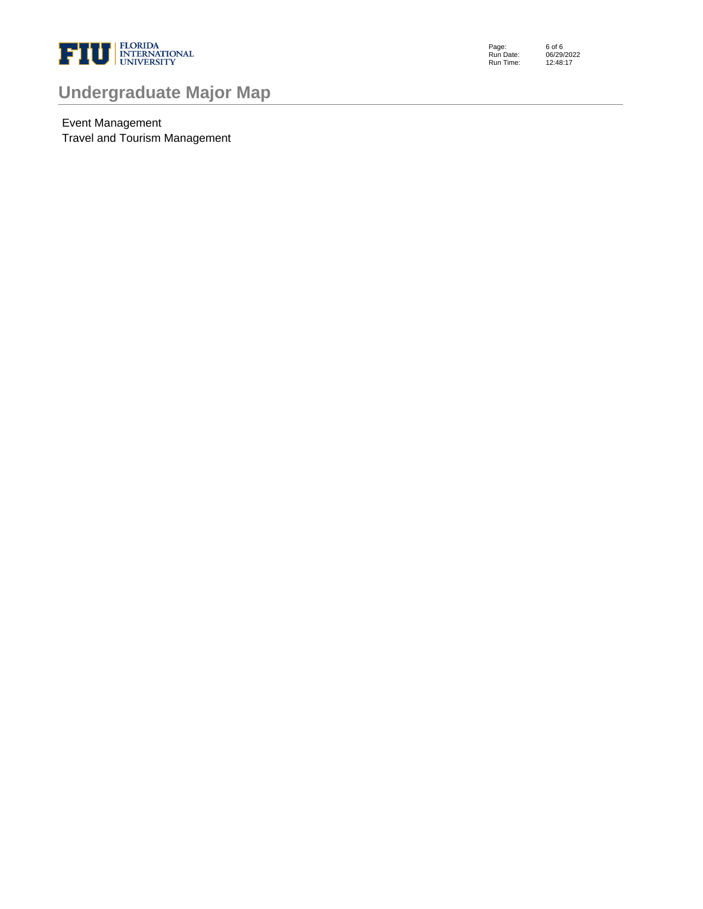# Undergraduate Major Map

Event Management

Travel and Tourism Management